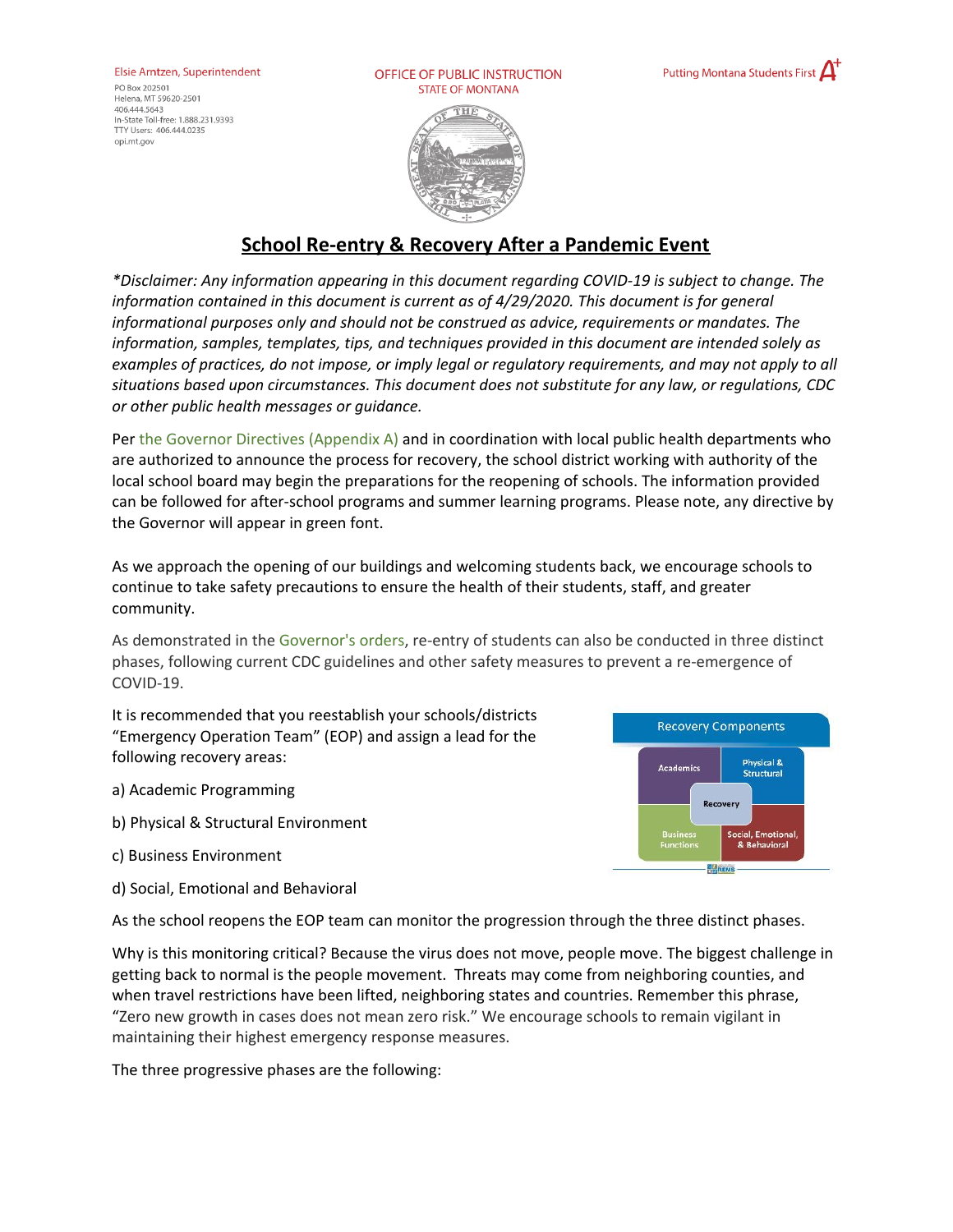Elsie Arntzen, Superintendent
PO Box 202501
Helena, MT 59620-2501
406.444.5643
In-State Toll-free: 1.888.231.9393
TTY Users: 406.444.0235
opi.mt.gov

OFFICE OF PUBLIC INSTRUCTION
STATE OF MONTANA

Putting Montana Students First A+

# School Re-entry & Recovery After a Pandemic Event

*\*Disclaimer: Any information appearing in this document regarding COVID-19 is subject to change. The information contained in this document is current as of 4/29/2020. This document is for general informational purposes only and should not be construed as advice, requirements or mandates. The information, samples, templates, tips, and techniques provided in this document are intended solely as examples of practices, do not impose, or imply legal or regulatory requirements, and may not apply to all situations based upon circumstances. This document does not substitute for any law, or regulations, CDC or other public health messages or guidance.*

Per the Governor Directives (Appendix A) and in coordination with local public health departments who are authorized to announce the process for recovery, the school district working with authority of the local school board may begin the preparations for the reopening of schools. The information provided can be followed for after-school programs and summer learning programs. Please note, any directive by the Governor will appear in green font.

As we approach the opening of our buildings and welcoming students back, we encourage schools to continue to take safety precautions to ensure the health of their students, staff, and greater community.

As demonstrated in the Governor's orders, re-entry of students can also be conducted in three distinct phases, following current CDC guidelines and other safety measures to prevent a re-emergence of COVID-19.

It is recommended that you reestablish your schools/districts "Emergency Operation Team" (EOP) and assign a lead for the following recovery areas:

a) Academic Programming

b) Physical & Structural Environment

c) Business Environment

d) Social, Emotional and Behavioral

Recovery Components: Academics; Physical & Structural; Recovery; Business Functions; Social, Emotional, & Behavioral

As the school reopens the EOP team can monitor the progression through the three distinct phases.

Why is this monitoring critical? Because the virus does not move, people move. The biggest challenge in getting back to normal is the people movement. Threats may come from neighboring counties, and when travel restrictions have been lifted, neighboring states and countries. Remember this phrase, "Zero new growth in cases does not mean zero risk." We encourage schools to remain vigilant in maintaining their highest emergency response measures.

The three progressive phases are the following: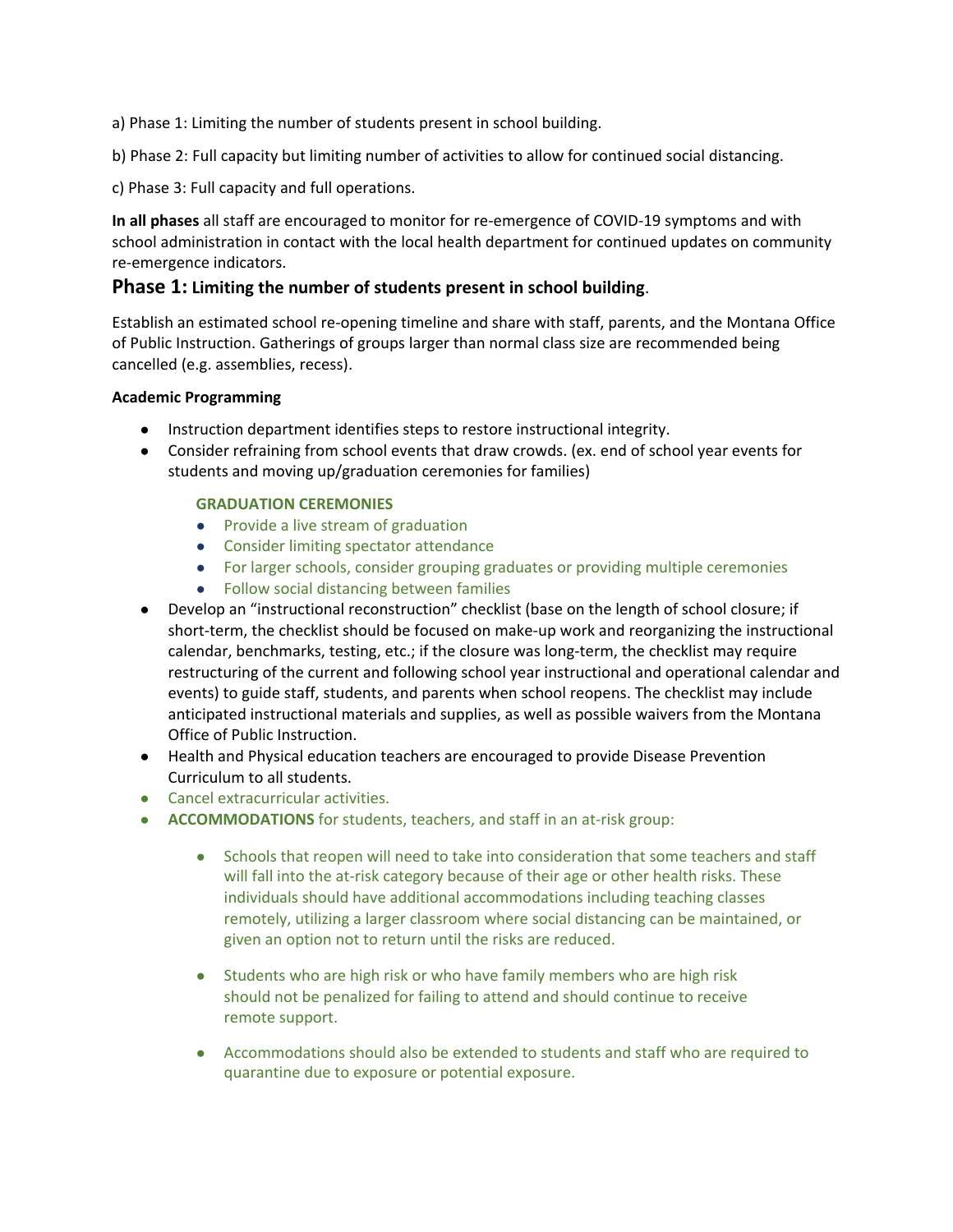a) Phase 1: Limiting the number of students present in school building.

b) Phase 2: Full capacity but limiting number of activities to allow for continued social distancing.

c) Phase 3: Full capacity and full operations.

**In all phases** all staff are encouraged to monitor for re-emergence of COVID-19 symptoms and with school administration in contact with the local health department for continued updates on community re-emergence indicators.

## Phase 1: Limiting the number of students present in school building.

Establish an estimated school re-opening timeline and share with staff, parents, and the Montana Office of Public Instruction. Gatherings of groups larger than normal class size are recommended being cancelled (e.g. assemblies, recess).

**Academic Programming**

- Instruction department identifies steps to restore instructional integrity.
- Consider refraining from school events that draw crowds. (ex. end of school year events for students and moving up/graduation ceremonies for families)

  **GRADUATION CEREMONIES**
  - Provide a live stream of graduation
  - Consider limiting spectator attendance
  - For larger schools, consider grouping graduates or providing multiple ceremonies
  - Follow social distancing between families
- Develop an "instructional reconstruction" checklist (base on the length of school closure; if short-term, the checklist should be focused on make-up work and reorganizing the instructional calendar, benchmarks, testing, etc.; if the closure was long-term, the checklist may require restructuring of the current and following school year instructional and operational calendar and events) to guide staff, students, and parents when school reopens. The checklist may include anticipated instructional materials and supplies, as well as possible waivers from the Montana Office of Public Instruction.
- Health and Physical education teachers are encouraged to provide Disease Prevention Curriculum to all students.
- Cancel extracurricular activities.
- **ACCOMMODATIONS** for students, teachers, and staff in an at-risk group:
  - Schools that reopen will need to take into consideration that some teachers and staff will fall into the at-risk category because of their age or other health risks. These individuals should have additional accommodations including teaching classes remotely, utilizing a larger classroom where social distancing can be maintained, or given an option not to return until the risks are reduced.
  - Students who are high risk or who have family members who are high risk should not be penalized for failing to attend and should continue to receive remote support.
  - Accommodations should also be extended to students and staff who are required to quarantine due to exposure or potential exposure.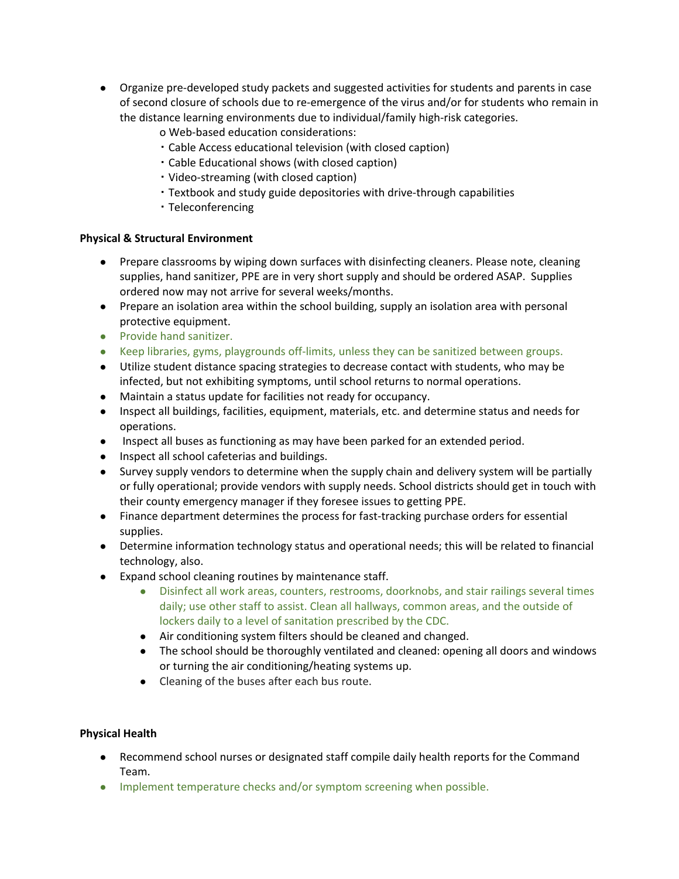- Organize pre-developed study packets and suggested activities for students and parents in case of second closure of schools due to re-emergence of the virus and/or for students who remain in the distance learning environments due to individual/family high-risk categories.
  - Web-based education considerations:
    - Cable Access educational television (with closed caption)
    - Cable Educational shows (with closed caption)
    - Video-streaming (with closed caption)
    - Textbook and study guide depositories with drive-through capabilities
    - Teleconferencing

**Physical & Structural Environment**

- Prepare classrooms by wiping down surfaces with disinfecting cleaners. Please note, cleaning supplies, hand sanitizer, PPE are in very short supply and should be ordered ASAP. Supplies ordered now may not arrive for several weeks/months.
- Prepare an isolation area within the school building, supply an isolation area with personal protective equipment.
- Provide hand sanitizer.
- Keep libraries, gyms, playgrounds off-limits, unless they can be sanitized between groups.
- Utilize student distance spacing strategies to decrease contact with students, who may be infected, but not exhibiting symptoms, until school returns to normal operations.
- Maintain a status update for facilities not ready for occupancy.
- Inspect all buildings, facilities, equipment, materials, etc. and determine status and needs for operations.
- Inspect all buses as functioning as may have been parked for an extended period.
- Inspect all school cafeterias and buildings.
- Survey supply vendors to determine when the supply chain and delivery system will be partially or fully operational; provide vendors with supply needs. School districts should get in touch with their county emergency manager if they foresee issues to getting PPE.
- Finance department determines the process for fast-tracking purchase orders for essential supplies.
- Determine information technology status and operational needs; this will be related to financial technology, also.
- Expand school cleaning routines by maintenance staff.
  - Disinfect all work areas, counters, restrooms, doorknobs, and stair railings several times daily; use other staff to assist. Clean all hallways, common areas, and the outside of lockers daily to a level of sanitation prescribed by the CDC.
  - Air conditioning system filters should be cleaned and changed.
  - The school should be thoroughly ventilated and cleaned: opening all doors and windows or turning the air conditioning/heating systems up.
  - Cleaning of the buses after each bus route.

**Physical Health**

- Recommend school nurses or designated staff compile daily health reports for the Command Team.
- Implement temperature checks and/or symptom screening when possible.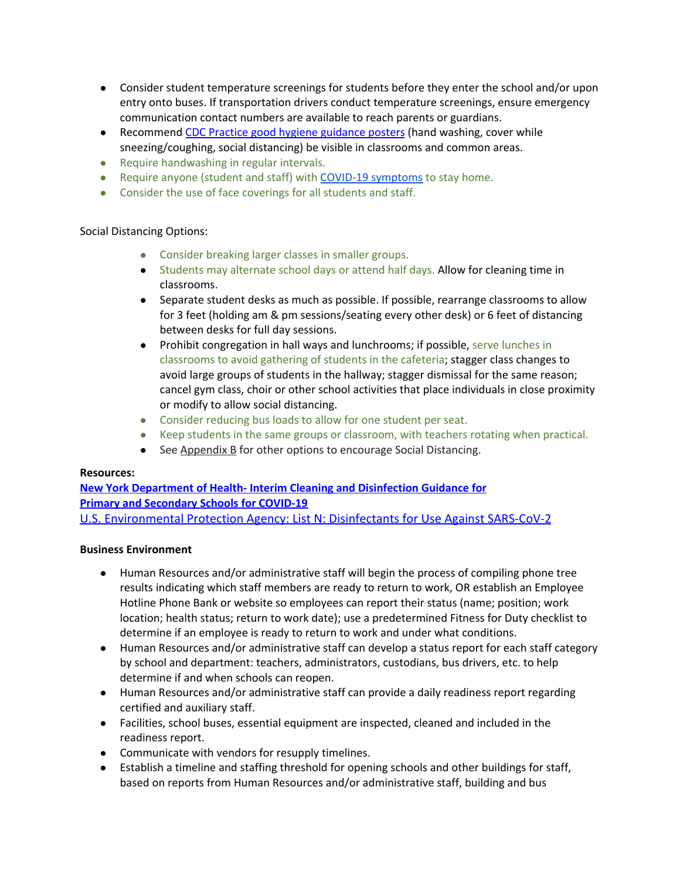- Consider student temperature screenings for students before they enter the school and/or upon entry onto buses. If transportation drivers conduct temperature screenings, ensure emergency communication contact numbers are available to reach parents or guardians.
- Recommend CDC Practice good hygiene guidance posters (hand washing, cover while sneezing/coughing, social distancing) be visible in classrooms and common areas.
- Require handwashing in regular intervals.
- Require anyone (student and staff) with COVID-19 symptoms to stay home.
- Consider the use of face coverings for all students and staff.

Social Distancing Options:

- Consider breaking larger classes in smaller groups.
- Students may alternate school days or attend half days. Allow for cleaning time in classrooms.
- Separate student desks as much as possible. If possible, rearrange classrooms to allow for 3 feet (holding am & pm sessions/seating every other desk) or 6 feet of distancing between desks for full day sessions.
- Prohibit congregation in hall ways and lunchrooms; if possible, serve lunches in classrooms to avoid gathering of students in the cafeteria; stagger class changes to avoid large groups of students in the hallway; stagger dismissal for the same reason; cancel gym class, choir or other school activities that place individuals in close proximity or modify to allow social distancing.
- Consider reducing bus loads to allow for one student per seat.
- Keep students in the same groups or classroom, with teachers rotating when practical.
- See Appendix B for other options to encourage Social Distancing.

**Resources:**

**New York Department of Health- Interim Cleaning and Disinfection Guidance for Primary and Secondary Schools for COVID-19**

U.S. Environmental Protection Agency: List N: Disinfectants for Use Against SARS-CoV-2

**Business Environment**

- Human Resources and/or administrative staff will begin the process of compiling phone tree results indicating which staff members are ready to return to work, OR establish an Employee Hotline Phone Bank or website so employees can report their status (name; position; work location; health status; return to work date); use a predetermined Fitness for Duty checklist to determine if an employee is ready to return to work and under what conditions.
- Human Resources and/or administrative staff can develop a status report for each staff category by school and department: teachers, administrators, custodians, bus drivers, etc. to help determine if and when schools can reopen.
- Human Resources and/or administrative staff can provide a daily readiness report regarding certified and auxiliary staff.
- Facilities, school buses, essential equipment are inspected, cleaned and included in the readiness report.
- Communicate with vendors for resupply timelines.
- Establish a timeline and staffing threshold for opening schools and other buildings for staff, based on reports from Human Resources and/or administrative staff, building and bus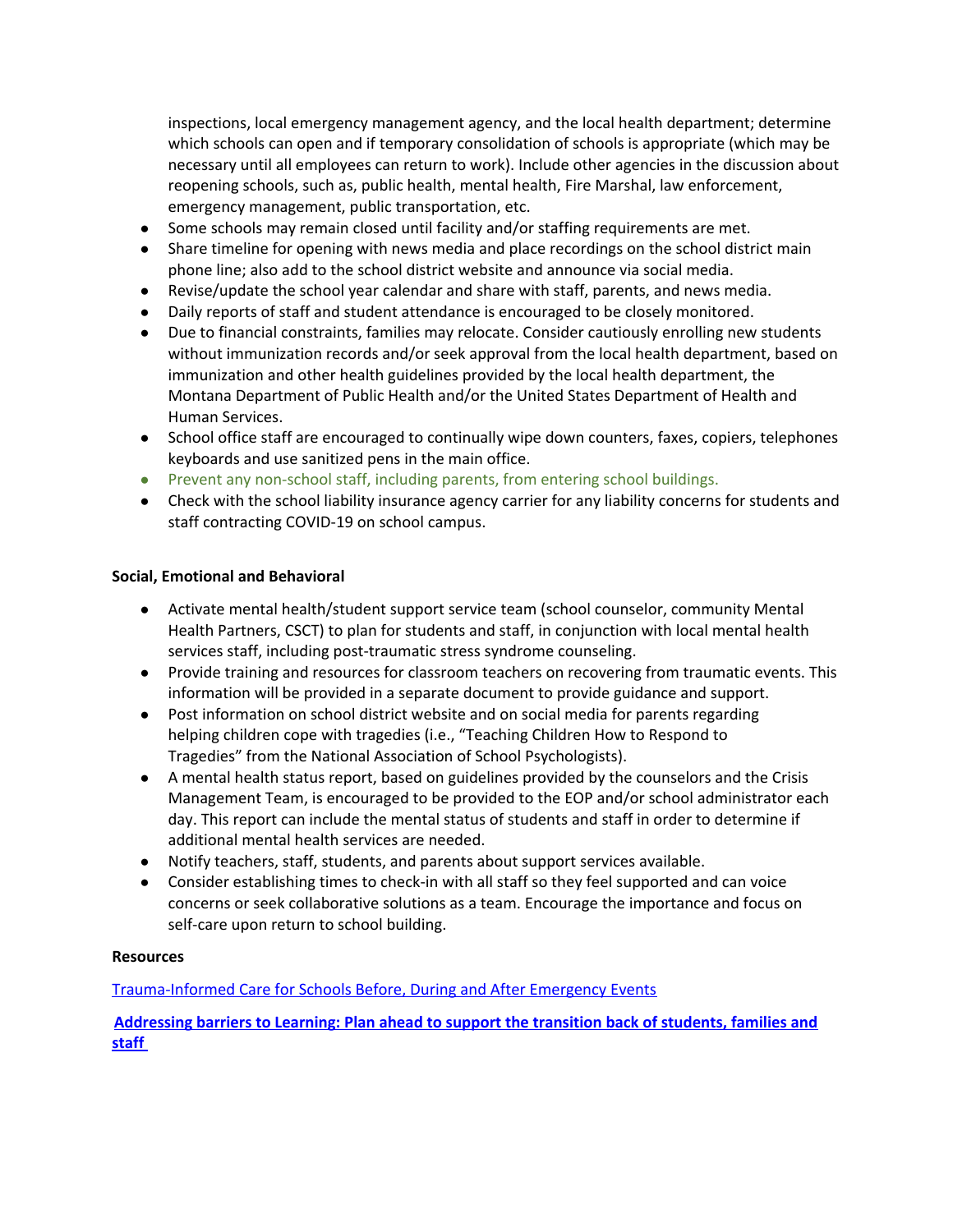inspections, local emergency management agency, and the local health department; determine which schools can open and if temporary consolidation of schools is appropriate (which may be necessary until all employees can return to work). Include other agencies in the discussion about reopening schools, such as, public health, mental health, Fire Marshal, law enforcement, emergency management, public transportation, etc.

- Some schools may remain closed until facility and/or staffing requirements are met.
- Share timeline for opening with news media and place recordings on the school district main phone line; also add to the school district website and announce via social media.
- Revise/update the school year calendar and share with staff, parents, and news media.
- Daily reports of staff and student attendance is encouraged to be closely monitored.
- Due to financial constraints, families may relocate. Consider cautiously enrolling new students without immunization records and/or seek approval from the local health department, based on immunization and other health guidelines provided by the local health department, the Montana Department of Public Health and/or the United States Department of Health and Human Services.
- School office staff are encouraged to continually wipe down counters, faxes, copiers, telephones keyboards and use sanitized pens in the main office.
- Prevent any non-school staff, including parents, from entering school buildings.
- Check with the school liability insurance agency carrier for any liability concerns for students and staff contracting COVID-19 on school campus.

**Social, Emotional and Behavioral**

- Activate mental health/student support service team (school counselor, community Mental Health Partners, CSCT) to plan for students and staff, in conjunction with local mental health services staff, including post-traumatic stress syndrome counseling.
- Provide training and resources for classroom teachers on recovering from traumatic events. This information will be provided in a separate document to provide guidance and support.
- Post information on school district website and on social media for parents regarding helping children cope with tragedies (i.e., "Teaching Children How to Respond to Tragedies" from the National Association of School Psychologists).
- A mental health status report, based on guidelines provided by the counselors and the Crisis Management Team, is encouraged to be provided to the EOP and/or school administrator each day. This report can include the mental status of students and staff in order to determine if additional mental health services are needed.
- Notify teachers, staff, students, and parents about support services available.
- Consider establishing times to check-in with all staff so they feel supported and can voice concerns or seek collaborative solutions as a team. Encourage the importance and focus on self-care upon return to school building.

**Resources**

Trauma-Informed Care for Schools Before, During and After Emergency Events

**Addressing barriers to Learning: Plan ahead to support the transition back of students, families and staff**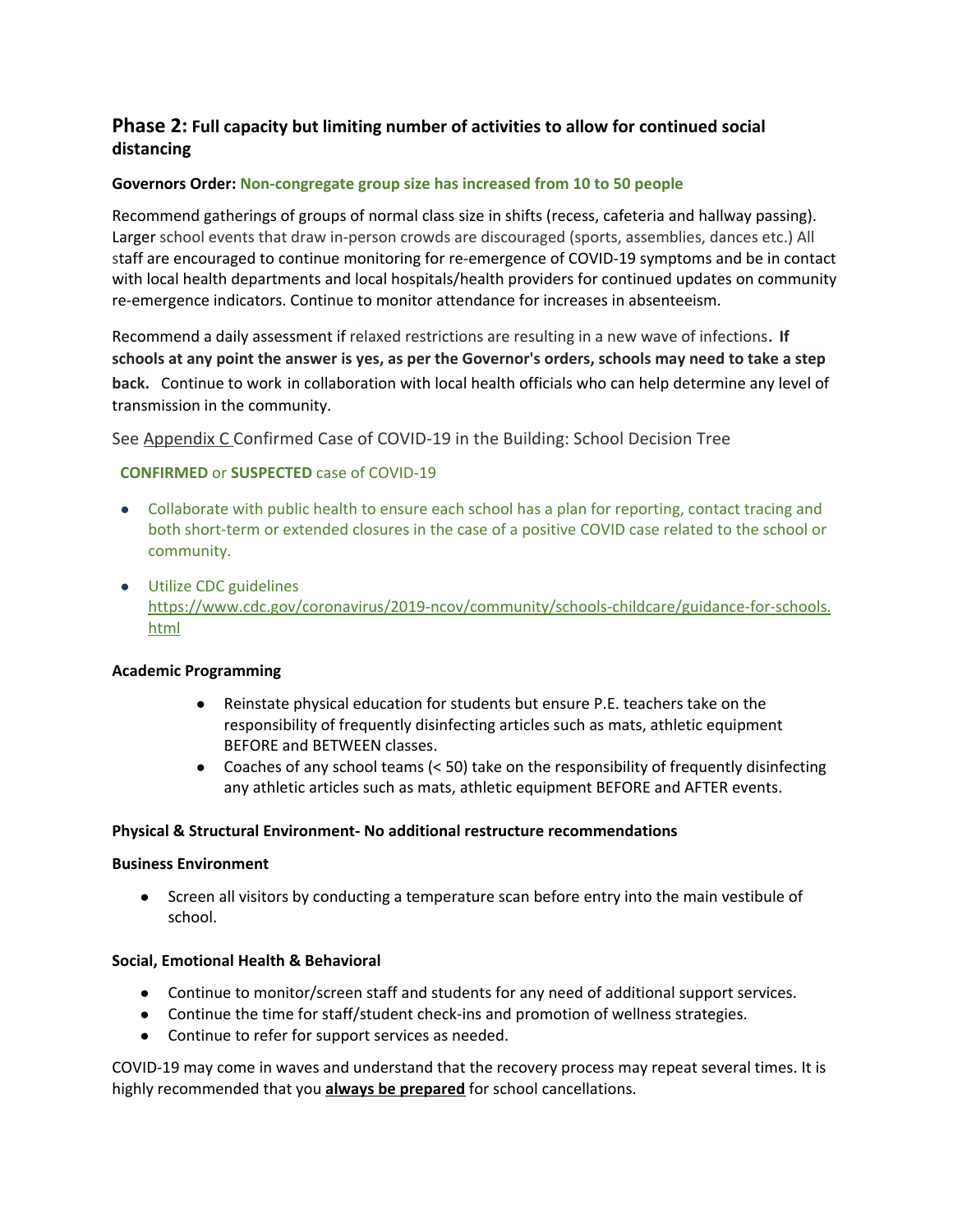## Phase 2: Full capacity but limiting number of activities to allow for continued social distancing

**Governors Order: Non-congregate group size has increased from 10 to 50 people**

Recommend gatherings of groups of normal class size in shifts (recess, cafeteria and hallway passing). Larger school events that draw in-person crowds are discouraged (sports, assemblies, dances etc.) All staff are encouraged to continue monitoring for re-emergence of COVID-19 symptoms and be in contact with local health departments and local hospitals/health providers for continued updates on community re-emergence indicators. Continue to monitor attendance for increases in absenteeism.

Recommend a daily assessment if relaxed restrictions are resulting in a new wave of infections. **If schools at any point the answer is yes, as per the Governor's orders, schools may need to take a step back.** Continue to work in collaboration with local health officials who can help determine any level of transmission in the community.

See Appendix C Confirmed Case of COVID-19 in the Building: School Decision Tree

**CONFIRMED** or **SUSPECTED** case of COVID-19

- Collaborate with public health to ensure each school has a plan for reporting, contact tracing and both short-term or extended closures in the case of a positive COVID case related to the school or community.
- Utilize CDC guidelines https://www.cdc.gov/coronavirus/2019-ncov/community/schools-childcare/guidance-for-schools.html

**Academic Programming**

- Reinstate physical education for students but ensure P.E. teachers take on the responsibility of frequently disinfecting articles such as mats, athletic equipment BEFORE and BETWEEN classes.
- Coaches of any school teams (< 50) take on the responsibility of frequently disinfecting any athletic articles such as mats, athletic equipment BEFORE and AFTER events.

**Physical & Structural Environment- No additional restructure recommendations**

**Business Environment**

- Screen all visitors by conducting a temperature scan before entry into the main vestibule of school.

**Social, Emotional Health & Behavioral**

- Continue to monitor/screen staff and students for any need of additional support services.
- Continue the time for staff/student check-ins and promotion of wellness strategies.
- Continue to refer for support services as needed.

COVID-19 may come in waves and understand that the recovery process may repeat several times. It is highly recommended that you **always be prepared** for school cancellations.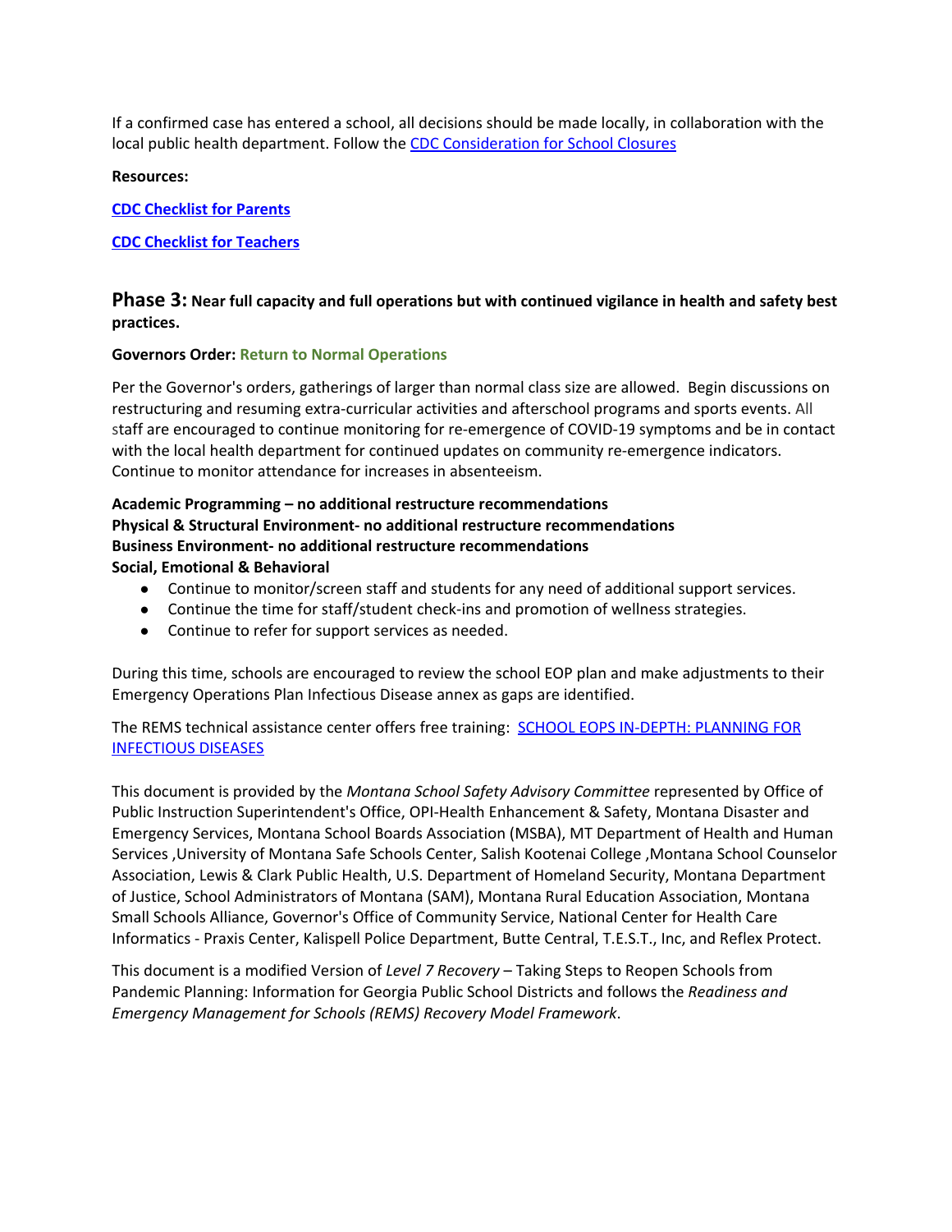If a confirmed case has entered a school, all decisions should be made locally, in collaboration with the local public health department. Follow the [CDC Consideration for School Closures](#)

**Resources:**

[**CDC Checklist for Parents**](#)

[**CDC Checklist for Teachers**](#)

## Phase 3: Near full capacity and full operations but with continued vigilance in health and safety best practices.

**Governors Order: Return to Normal Operations**

Per the Governor's orders, gatherings of larger than normal class size are allowed. Begin discussions on restructuring and resuming extra-curricular activities and afterschool programs and sports events. All staff are encouraged to continue monitoring for re-emergence of COVID-19 symptoms and be in contact with the local health department for continued updates on community re-emergence indicators. Continue to monitor attendance for increases in absenteeism.

**Academic Programming – no additional restructure recommendations**
**Physical & Structural Environment- no additional restructure recommendations**
**Business Environment- no additional restructure recommendations**
**Social, Emotional & Behavioral**

- Continue to monitor/screen staff and students for any need of additional support services.
- Continue the time for staff/student check-ins and promotion of wellness strategies.
- Continue to refer for support services as needed.

During this time, schools are encouraged to review the school EOP plan and make adjustments to their Emergency Operations Plan Infectious Disease annex as gaps are identified.

The REMS technical assistance center offers free training: [SCHOOL EOPS IN-DEPTH: PLANNING FOR INFECTIOUS DISEASES](#)

This document is provided by the *Montana School Safety Advisory Committee* represented by Office of Public Instruction Superintendent's Office, OPI-Health Enhancement & Safety, Montana Disaster and Emergency Services, Montana School Boards Association (MSBA), MT Department of Health and Human Services ,University of Montana Safe Schools Center, Salish Kootenai College ,Montana School Counselor Association, Lewis & Clark Public Health, U.S. Department of Homeland Security, Montana Department of Justice, School Administrators of Montana (SAM), Montana Rural Education Association, Montana Small Schools Alliance, Governor's Office of Community Service, National Center for Health Care Informatics - Praxis Center, Kalispell Police Department, Butte Central, T.E.S.T., Inc, and Reflex Protect.

This document is a modified Version of *Level 7 Recovery* – Taking Steps to Reopen Schools from Pandemic Planning: Information for Georgia Public School Districts and follows the *Readiness and Emergency Management for Schools (REMS) Recovery Model Framework*.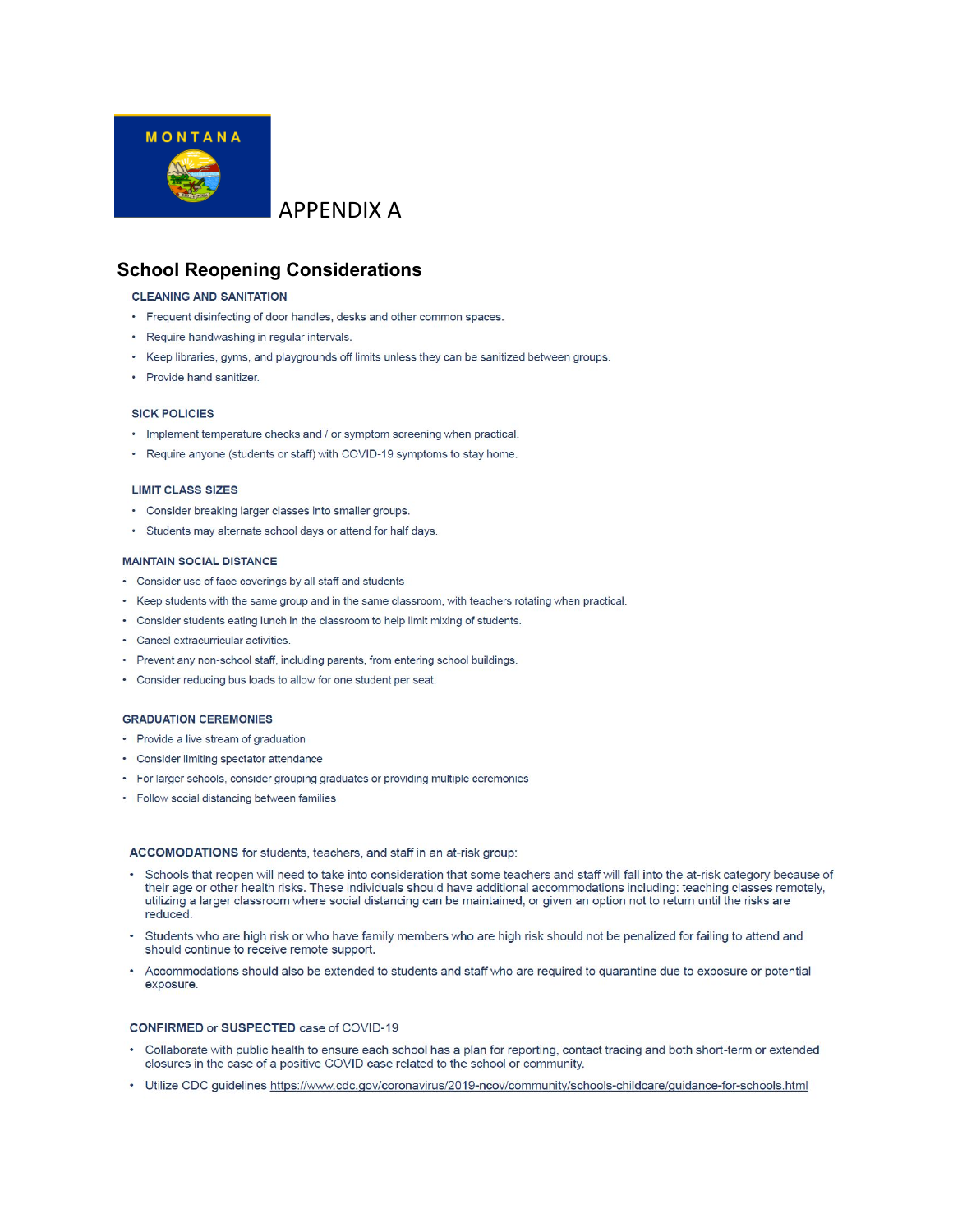# APPENDIX A

## School Reopening Considerations

### CLEANING AND SANITATION

- Frequent disinfecting of door handles, desks and other common spaces.
- Require handwashing in regular intervals.
- Keep libraries, gyms, and playgrounds off limits unless they can be sanitized between groups.
- Provide hand sanitizer.

### SICK POLICIES

- Implement temperature checks and / or symptom screening when practical.
- Require anyone (students or staff) with COVID-19 symptoms to stay home.

### LIMIT CLASS SIZES

- Consider breaking larger classes into smaller groups.
- Students may alternate school days or attend for half days.

### MAINTAIN SOCIAL DISTANCE

- Consider use of face coverings by all staff and students
- Keep students with the same group and in the same classroom, with teachers rotating when practical.
- Consider students eating lunch in the classroom to help limit mixing of students.
- Cancel extracurricular activities.
- Prevent any non-school staff, including parents, from entering school buildings.
- Consider reducing bus loads to allow for one student per seat.

### GRADUATION CEREMONIES

- Provide a live stream of graduation
- Consider limiting spectator attendance
- For larger schools, consider grouping graduates or providing multiple ceremonies
- Follow social distancing between families

### ACCOMODATIONS for students, teachers, and staff in an at-risk group:

- Schools that reopen will need to take into consideration that some teachers and staff will fall into the at-risk category because of their age or other health risks. These individuals should have additional accommodations including: teaching classes remotely, utilizing a larger classroom where social distancing can be maintained, or given an option not to return until the risks are reduced.
- Students who are high risk or who have family members who are high risk should not be penalized for failing to attend and should continue to receive remote support.
- Accommodations should also be extended to students and staff who are required to quarantine due to exposure or potential exposure.

### CONFIRMED or SUSPECTED case of COVID-19

- Collaborate with public health to ensure each school has a plan for reporting, contact tracing and both short-term or extended closures in the case of a positive COVID case related to the school or community.
- Utilize CDC guidelines https://www.cdc.gov/coronavirus/2019-ncov/community/schools-childcare/guidance-for-schools.html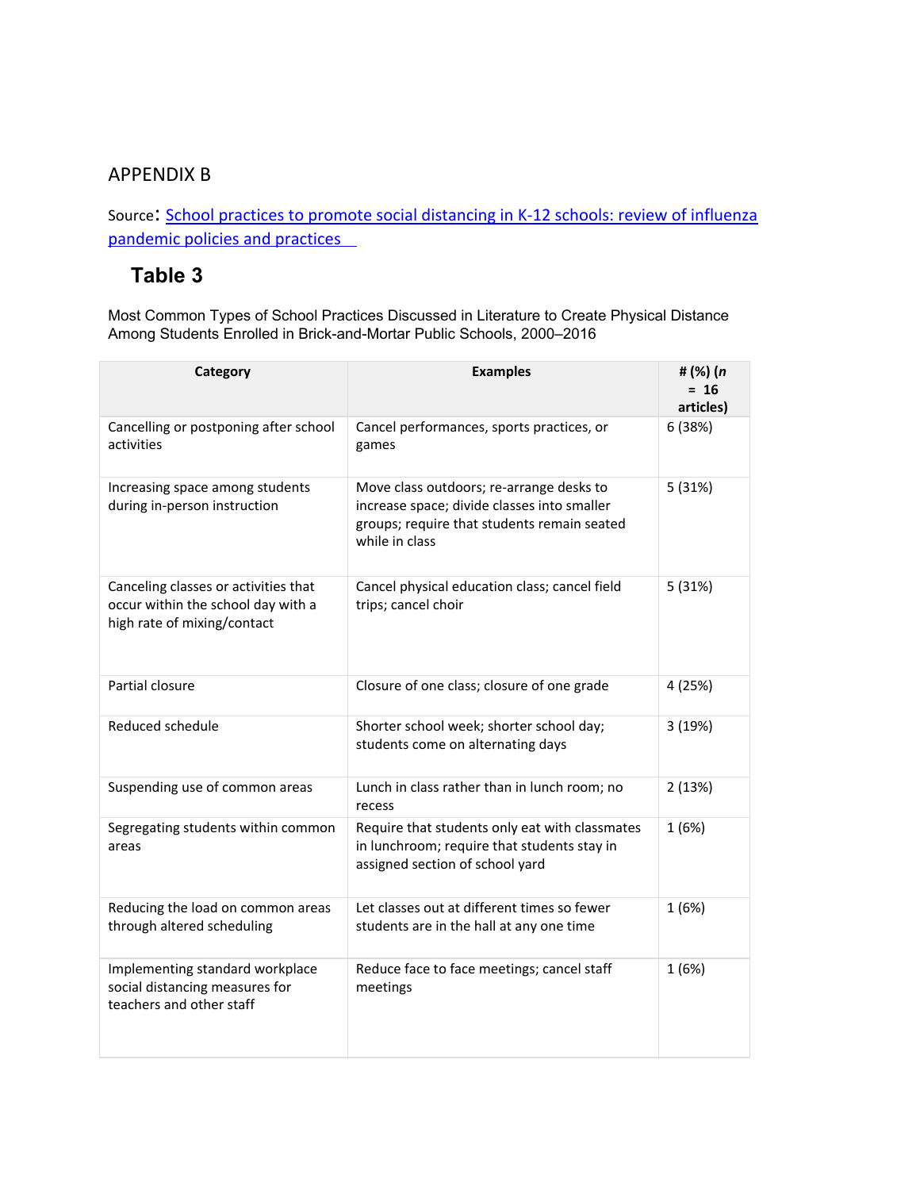## APPENDIX B

Source: [School practices to promote social distancing in K-12 schools: review of influenza pandemic policies and practices](#)

### Table 3

Most Common Types of School Practices Discussed in Literature to Create Physical Distance Among Students Enrolled in Brick-and-Mortar Public Schools, 2000–2016

| Category | Examples | # (%) (*n* = 16 articles) |
|---|---|---|
| Cancelling or postponing after school activities | Cancel performances, sports practices, or games | 6 (38%) |
| Increasing space among students during in-person instruction | Move class outdoors; re-arrange desks to increase space; divide classes into smaller groups; require that students remain seated while in class | 5 (31%) |
| Canceling classes or activities that occur within the school day with a high rate of mixing/contact | Cancel physical education class; cancel field trips; cancel choir | 5 (31%) |
| Partial closure | Closure of one class; closure of one grade | 4 (25%) |
| Reduced schedule | Shorter school week; shorter school day; students come on alternating days | 3 (19%) |
| Suspending use of common areas | Lunch in class rather than in lunch room; no recess | 2 (13%) |
| Segregating students within common areas | Require that students only eat with classmates in lunchroom; require that students stay in assigned section of school yard | 1 (6%) |
| Reducing the load on common areas through altered scheduling | Let classes out at different times so fewer students are in the hall at any one time | 1 (6%) |
| Implementing standard workplace social distancing measures for teachers and other staff | Reduce face to face meetings; cancel staff meetings | 1 (6%) |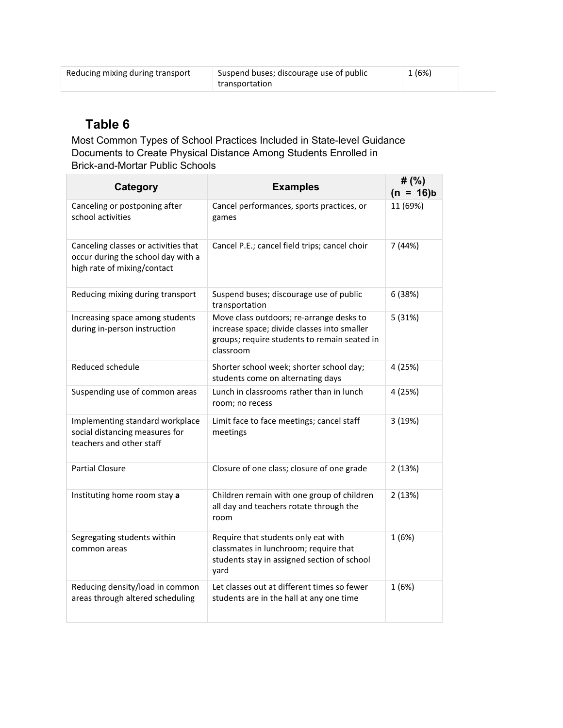| Reducing mixing during transport | Suspend buses; discourage use of public transportation | 1 (6%) |
|---|---|---|

## Table 6

Most Common Types of School Practices Included in State-level Guidance Documents to Create Physical Distance Among Students Enrolled in Brick-and-Mortar Public Schools

| Category | Examples | # (%) (n = 16)b |
|---|---|---|
| Canceling or postponing after school activities | Cancel performances, sports practices, or games | 11 (69%) |
| Canceling classes or activities that occur during the school day with a high rate of mixing/contact | Cancel P.E.; cancel field trips; cancel choir | 7 (44%) |
| Reducing mixing during transport | Suspend buses; discourage use of public transportation | 6 (38%) |
| Increasing space among students during in-person instruction | Move class outdoors; re-arrange desks to increase space; divide classes into smaller groups; require students to remain seated in classroom | 5 (31%) |
| Reduced schedule | Shorter school week; shorter school day; students come on alternating days | 4 (25%) |
| Suspending use of common areas | Lunch in classrooms rather than in lunch room; no recess | 4 (25%) |
| Implementing standard workplace social distancing measures for teachers and other staff | Limit face to face meetings; cancel staff meetings | 3 (19%) |
| Partial Closure | Closure of one class; closure of one grade | 2 (13%) |
| Instituting home room stay **a** | Children remain with one group of children all day and teachers rotate through the room | 2 (13%) |
| Segregating students within common areas | Require that students only eat with classmates in lunchroom; require that students stay in assigned section of school yard | 1 (6%) |
| Reducing density/load in common areas through altered scheduling | Let classes out at different times so fewer students are in the hall at any one time | 1 (6%) |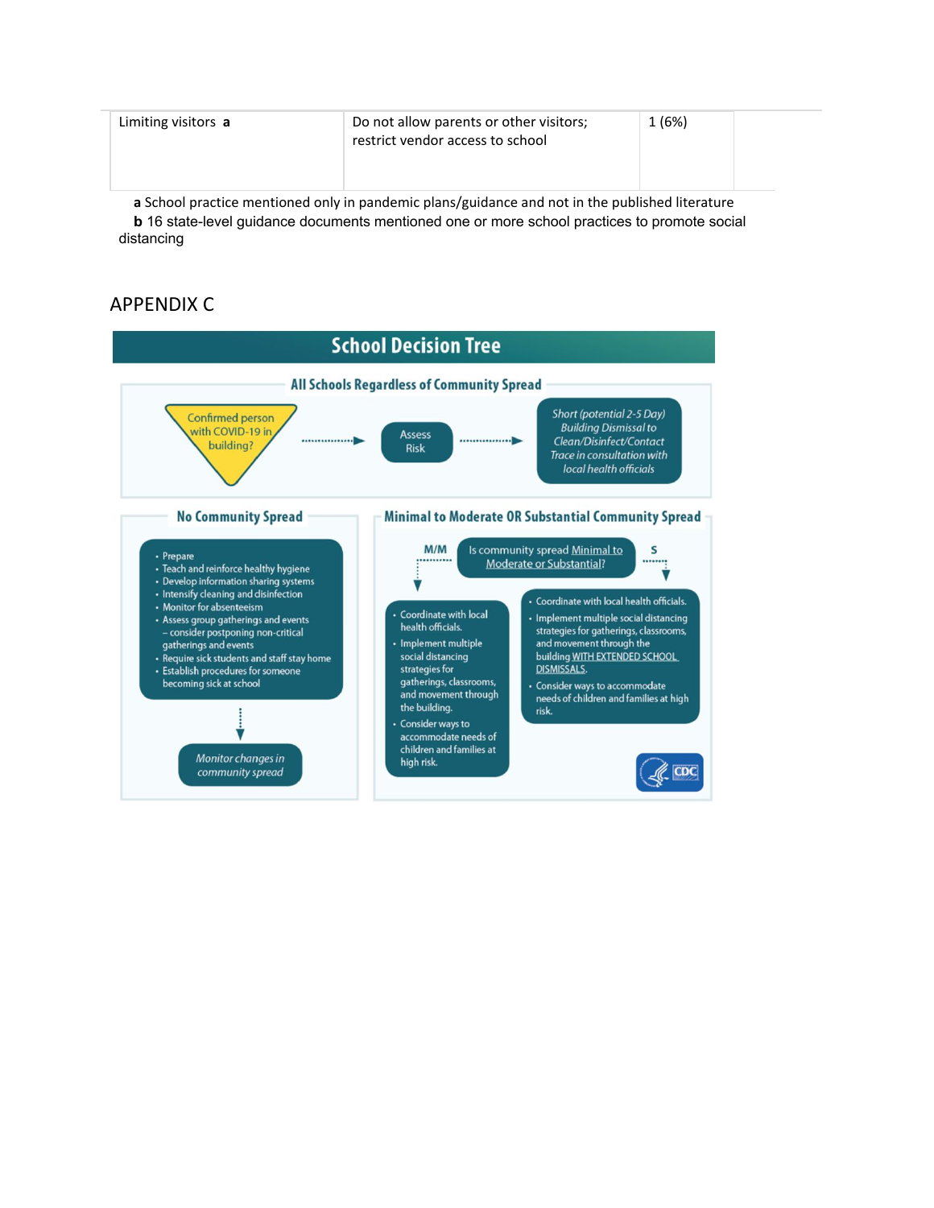| | | | |
|---|---|---|---|
| Limiting visitors **a** | Do not allow parents or other visitors; restrict vendor access to school | 1 (6%) | |

**a** School practice mentioned only in pandemic plans/guidance and not in the published literature

**b** 16 state-level guidance documents mentioned one or more school practices to promote social distancing

## APPENDIX C

School Decision Tree

All Schools Regardless of Community Spread

Confirmed person with COVID-19 in building?

Assess Risk

Short (potential 2-5 Day) Building Dismissal to Clean/Disinfect/Contact Trace in consultation with local health officials

No Community Spread

- Prepare
- Teach and reinforce healthy hygiene
- Develop information sharing systems
- Intensify cleaning and disinfection
- Monitor for absenteeism
- Assess group gatherings and events – consider postponing non-critical gatherings and events
- Require sick students and staff stay home
- Establish procedures for someone becoming sick at school

Monitor changes in community spread

Minimal to Moderate OR Substantial Community Spread

Is community spread Minimal to Moderate or Substantial?

M/M

- Coordinate with local health officials.
- Implement multiple social distancing strategies for gatherings, classrooms, and movement through the building.
- Consider ways to accommodate needs of children and families at high risk.

S

- Coordinate with local health officials.
- Implement multiple social distancing strategies for gatherings, classrooms, and movement through the building WITH EXTENDED SCHOOL DISMISSALS.
- Consider ways to accommodate needs of children and families at high risk.

CDC